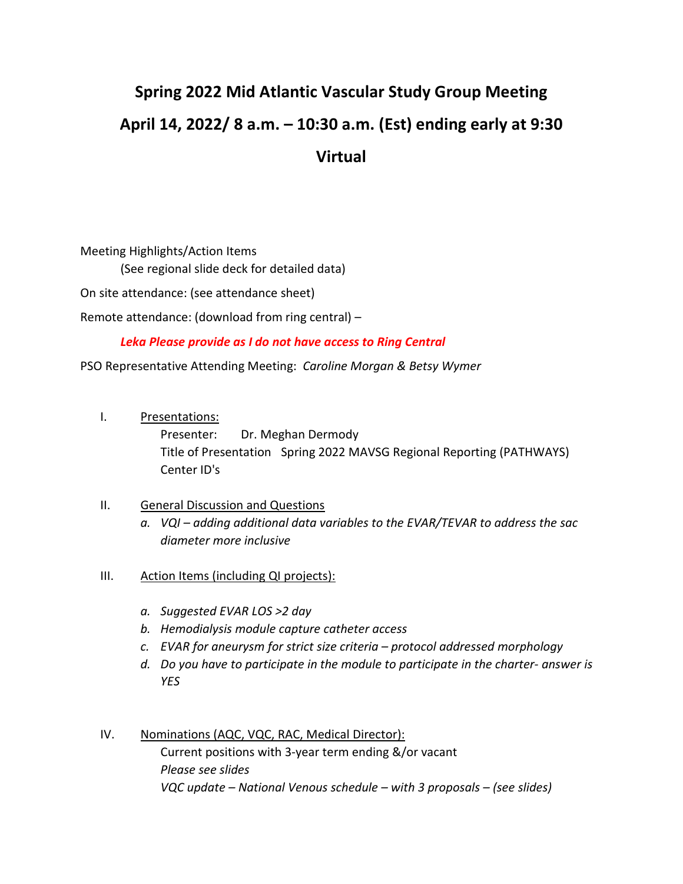# Spring 2022 Mid Atlantic Vascular Study Group Meeting

## April 14, 2022/ 8 a.m. – 10:30 a.m. (Est) ending early at 9:30

## Virtual

Meeting Highlights/Action Items

(See regional slide deck for detailed data)

On site attendance: (see attendance sheet)

Remote attendance: (download from ring central) –

***Leka Please provide as I do not have access to Ring Central***

PSO Representative Attending Meeting: *Caroline Morgan & Betsy Wymer*

I. Presentations:

Presenter: Dr. Meghan Dermody

Title of Presentation Spring 2022 MAVSG Regional Reporting (PATHWAYS)

Center ID's

II. General Discussion and Questions

*a. VQI – adding additional data variables to the EVAR/TEVAR to address the sac diameter more inclusive*

III. Action Items (including QI projects):

*a. Suggested EVAR LOS >2 day*

*b. Hemodialysis module capture catheter access*

*c. EVAR for aneurysm for strict size criteria – protocol addressed morphology*

*d. Do you have to participate in the module to participate in the charter- answer is YES*

IV. Nominations (AQC, VQC, RAC, Medical Director):

Current positions with 3-year term ending &/or vacant

*Please see slides*

*VQC update – National Venous schedule – with 3 proposals – (see slides)*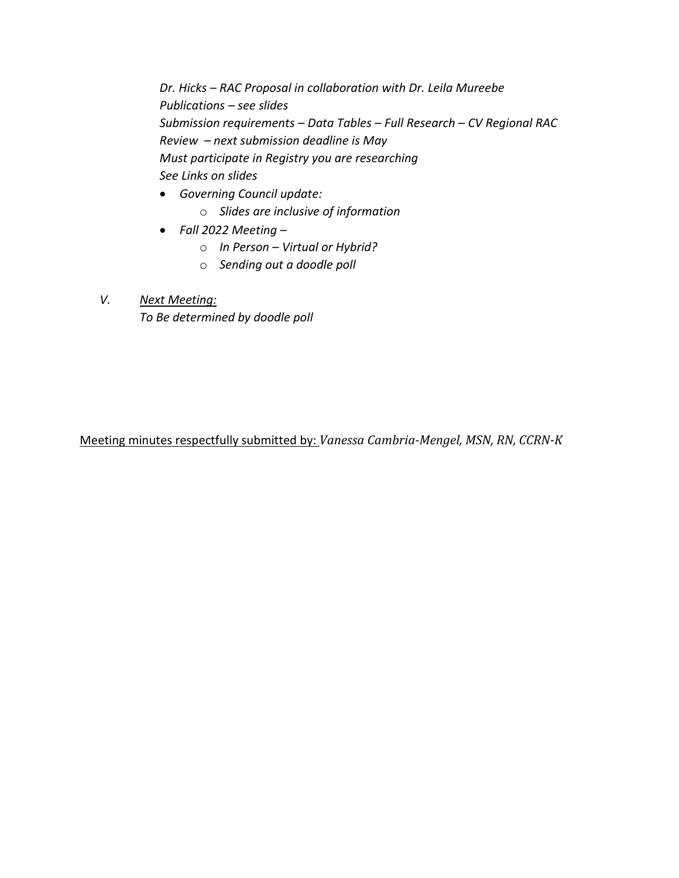*Dr. Hicks – RAC Proposal in collaboration with Dr. Leila Mureebe*
*Publications – see slides*
*Submission requirements – Data Tables – Full Research – CV Regional RAC Review – next submission deadline is May*
*Must participate in Registry you are researching*
*See Links on slides*

- *Governing Council update:*
  - *Slides are inclusive of information*
- *Fall 2022 Meeting –*
  - *In Person – Virtual or Hybrid?*
  - *Sending out a doodle poll*

V. <u>*Next Meeting:*</u>
*To Be determined by doodle poll*

<u>Meeting minutes respectfully submitted by:</u> *Vanessa Cambria-Mengel, MSN, RN, CCRN-K*